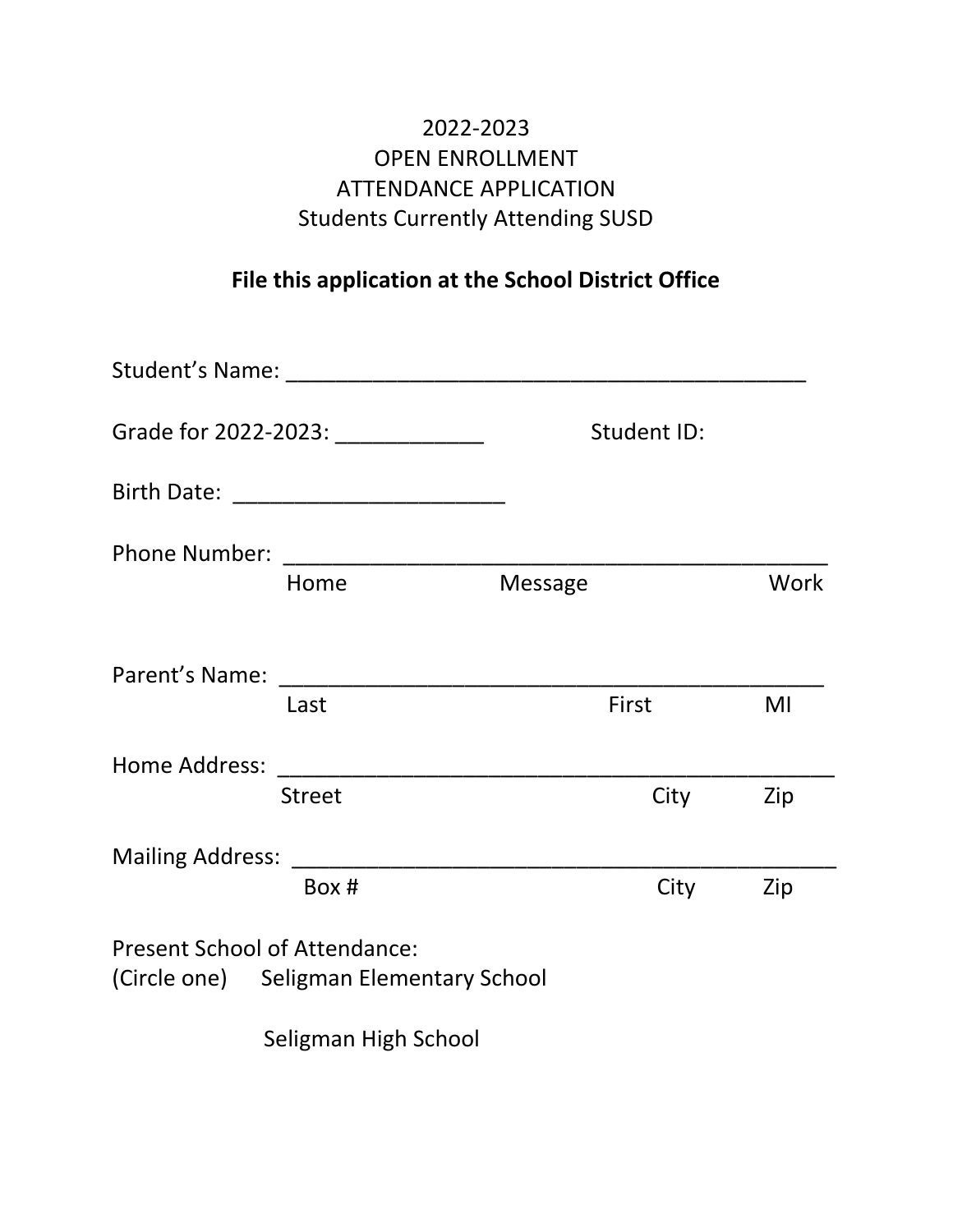2022-2023
OPEN ENROLLMENT
ATTENDANCE APPLICATION
Students Currently Attending SUSD

**File this application at the School District Office**

Student's Name: ___________________________________________

Grade for 2022-2023: ____________ Student ID:

Birth Date: ______________________

Phone Number: ______________________________________________
Home Message Work

Parent's Name: _____________________________________________
Last First MI

Home Address: ______________________________________________
Street City Zip

Mailing Address: ____________________________________________
Box # City Zip

Present School of Attendance:
(Circle one) Seligman Elementary School

Seligman High School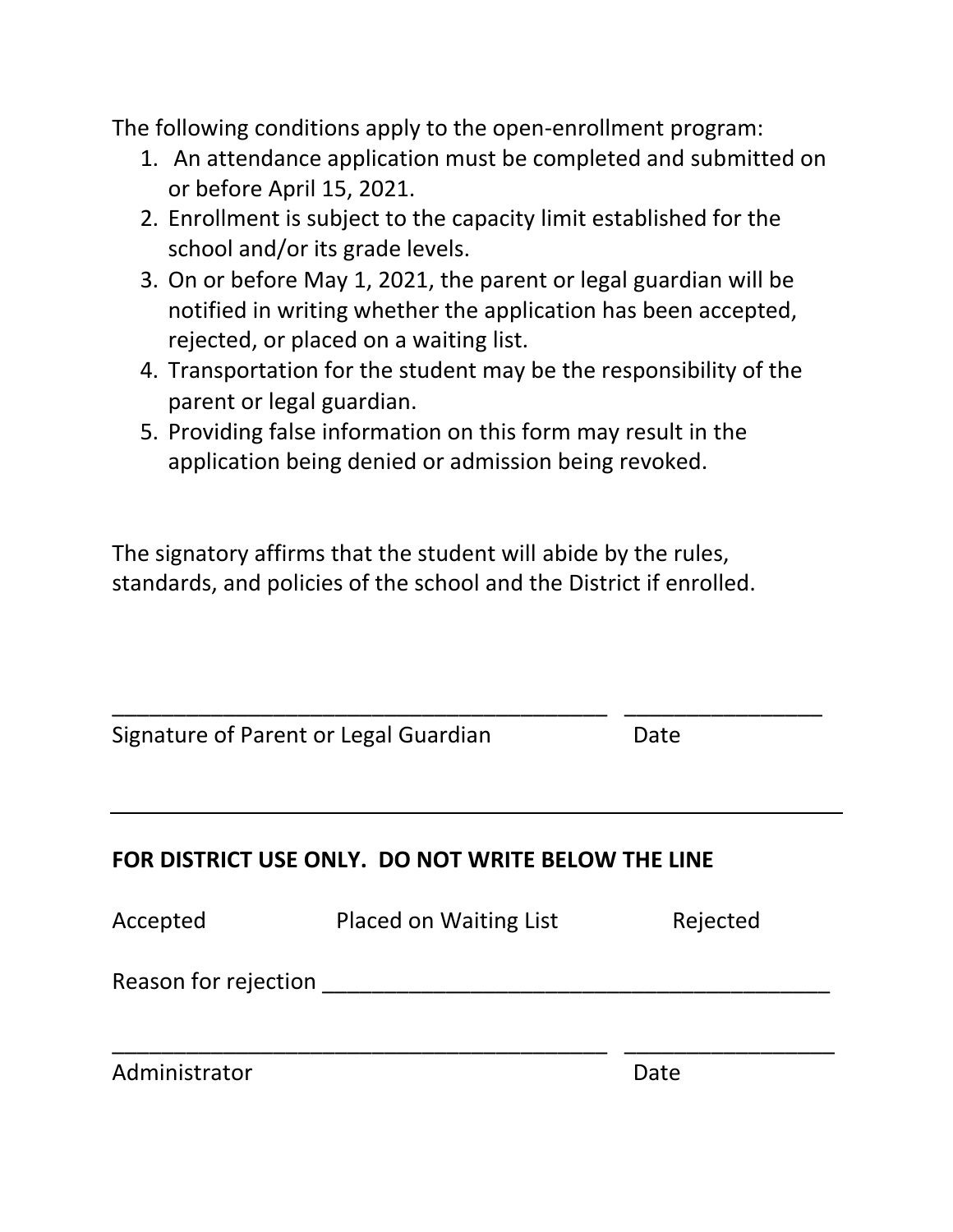The following conditions apply to the open-enrollment program:

1. An attendance application must be completed and submitted on or before April 15, 2021.
2. Enrollment is subject to the capacity limit established for the school and/or its grade levels.
3. On or before May 1, 2021, the parent or legal guardian will be notified in writing whether the application has been accepted, rejected, or placed on a waiting list.
4. Transportation for the student may be the responsibility of the parent or legal guardian.
5. Providing false information on this form may result in the application being denied or admission being revoked.

The signatory affirms that the student will abide by the rules, standards, and policies of the school and the District if enrolled.

\_\_\_\_\_\_\_\_\_\_\_\_\_\_\_\_\_\_\_\_\_\_\_\_\_\_\_\_\_\_\_\_\_\_\_\_\_\_\_\_ \_\_\_\_\_\_\_\_\_\_\_\_\_\_\_\_

Signature of Parent or Legal Guardian Date

---

**FOR DISTRICT USE ONLY. DO NOT WRITE BELOW THE LINE**

Accepted Placed on Waiting List Rejected

Reason for rejection \_\_\_\_\_\_\_\_\_\_\_\_\_\_\_\_\_\_\_\_\_\_\_\_\_\_\_\_\_\_\_\_\_\_\_\_\_\_\_\_\_\_

\_\_\_\_\_\_\_\_\_\_\_\_\_\_\_\_\_\_\_\_\_\_\_\_\_\_\_\_\_\_\_\_\_\_\_\_\_\_\_\_ \_\_\_\_\_\_\_\_\_\_\_\_\_\_\_\_\_

Administrator Date